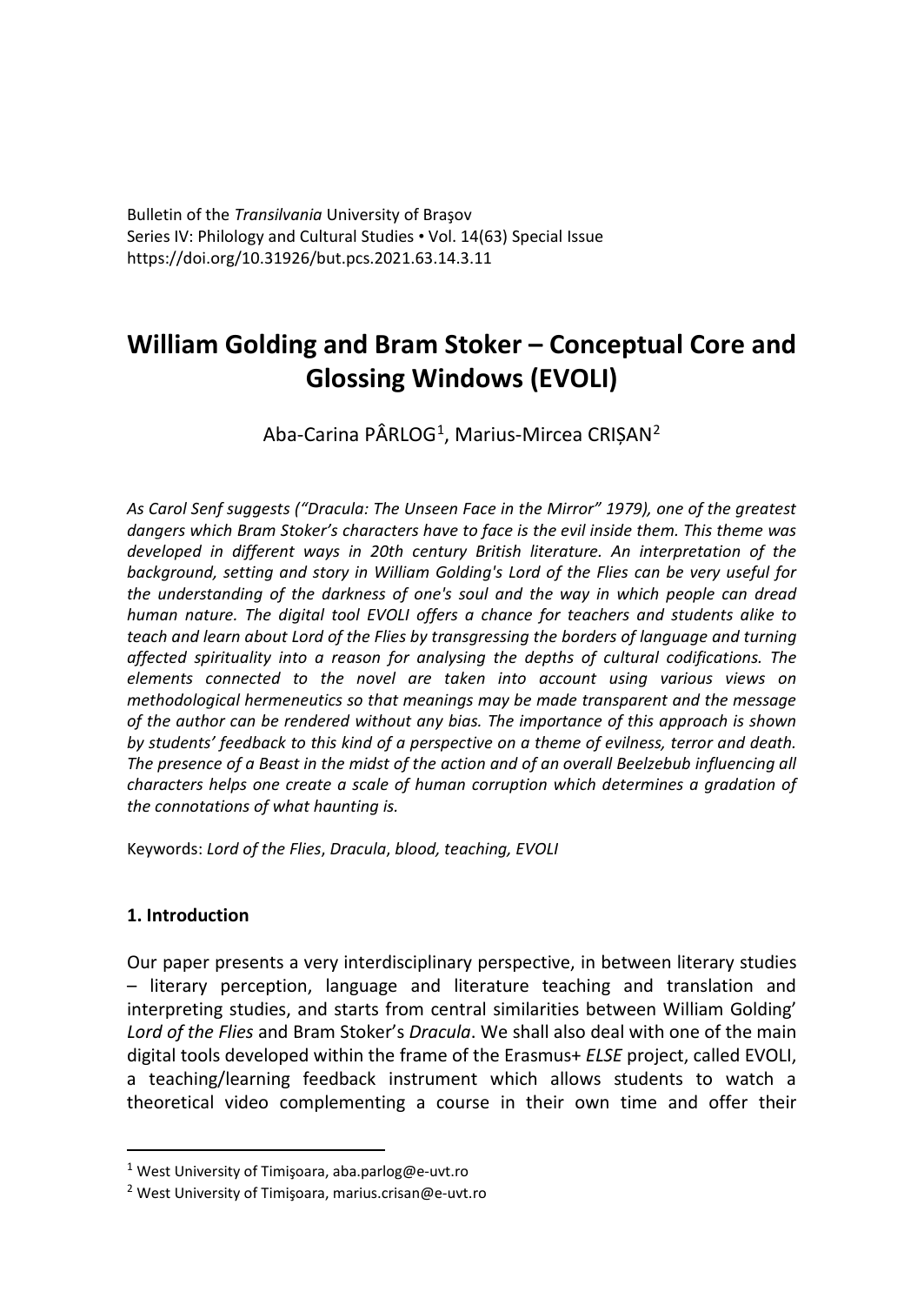Bulletin of the *Transilvania* University of Braşov
Series IV: Philology and Cultural Studies • Vol. 14(63) Special Issue
https://doi.org/10.31926/but.pcs.2021.63.14.3.11

# William Golding and Bram Stoker – Conceptual Core and Glossing Windows (EVOLI)

Aba-Carina PÂRLOG[1], Marius-Mircea CRIȘAN[2]

*As Carol Senf suggests ("Dracula: The Unseen Face in the Mirror" 1979), one of the greatest dangers which Bram Stoker's characters have to face is the evil inside them. This theme was developed in different ways in 20th century British literature. An interpretation of the background, setting and story in William Golding's Lord of the Flies can be very useful for the understanding of the darkness of one's soul and the way in which people can dread human nature. The digital tool EVOLI offers a chance for teachers and students alike to teach and learn about Lord of the Flies by transgressing the borders of language and turning affected spirituality into a reason for analysing the depths of cultural codifications. The elements connected to the novel are taken into account using various views on methodological hermeneutics so that meanings may be made transparent and the message of the author can be rendered without any bias. The importance of this approach is shown by students' feedback to this kind of a perspective on a theme of evilness, terror and death. The presence of a Beast in the midst of the action and of an overall Beelzebub influencing all characters helps one create a scale of human corruption which determines a gradation of the connotations of what haunting is.*

Keywords: *Lord of the Flies*, *Dracula*, *blood, teaching, EVOLI*

## 1. Introduction

Our paper presents a very interdisciplinary perspective, in between literary studies – literary perception, language and literature teaching and translation and interpreting studies, and starts from central similarities between William Golding' *Lord of the Flies* and Bram Stoker's *Dracula*. We shall also deal with one of the main digital tools developed within the frame of the Erasmus+ *ELSE* project, called EVOLI, a teaching/learning feedback instrument which allows students to watch a theoretical video complementing a course in their own time and offer their

---

[1] West University of Timişoara, aba.parlog@e-uvt.ro

[2] West University of Timişoara, marius.crisan@e-uvt.ro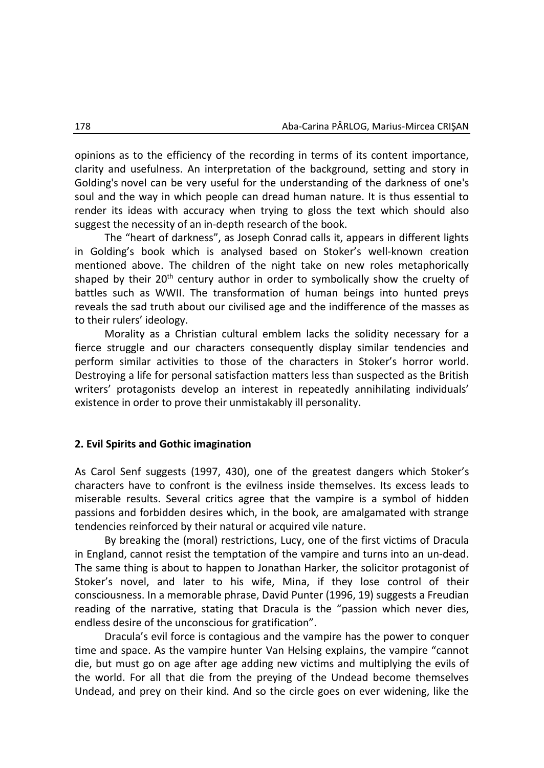opinions as to the efficiency of the recording in terms of its content importance, clarity and usefulness. An interpretation of the background, setting and story in Golding's novel can be very useful for the understanding of the darkness of one's soul and the way in which people can dread human nature. It is thus essential to render its ideas with accuracy when trying to gloss the text which should also suggest the necessity of an in-depth research of the book.

The "heart of darkness", as Joseph Conrad calls it, appears in different lights in Golding's book which is analysed based on Stoker's well-known creation mentioned above. The children of the night take on new roles metaphorically shaped by their 20th century author in order to symbolically show the cruelty of battles such as WWII. The transformation of human beings into hunted preys reveals the sad truth about our civilised age and the indifference of the masses as to their rulers' ideology.

Morality as a Christian cultural emblem lacks the solidity necessary for a fierce struggle and our characters consequently display similar tendencies and perform similar activities to those of the characters in Stoker's horror world. Destroying a life for personal satisfaction matters less than suspected as the British writers' protagonists develop an interest in repeatedly annihilating individuals' existence in order to prove their unmistakably ill personality.

## 2. Evil Spirits and Gothic imagination

As Carol Senf suggests (1997, 430), one of the greatest dangers which Stoker's characters have to confront is the evilness inside themselves. Its excess leads to miserable results. Several critics agree that the vampire is a symbol of hidden passions and forbidden desires which, in the book, are amalgamated with strange tendencies reinforced by their natural or acquired vile nature.

By breaking the (moral) restrictions, Lucy, one of the first victims of Dracula in England, cannot resist the temptation of the vampire and turns into an un-dead. The same thing is about to happen to Jonathan Harker, the solicitor protagonist of Stoker's novel, and later to his wife, Mina, if they lose control of their consciousness. In a memorable phrase, David Punter (1996, 19) suggests a Freudian reading of the narrative, stating that Dracula is the "passion which never dies, endless desire of the unconscious for gratification".

Dracula's evil force is contagious and the vampire has the power to conquer time and space. As the vampire hunter Van Helsing explains, the vampire "cannot die, but must go on age after age adding new victims and multiplying the evils of the world. For all that die from the preying of the Undead become themselves Undead, and prey on their kind. And so the circle goes on ever widening, like the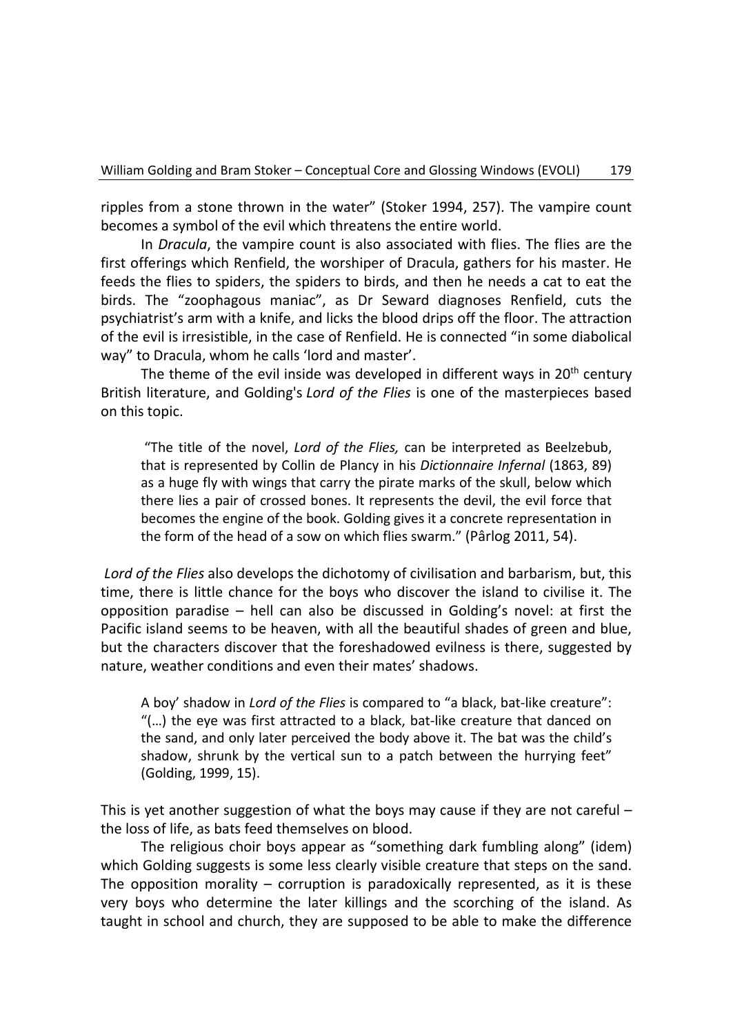ripples from a stone thrown in the water" (Stoker 1994, 257). The vampire count becomes a symbol of the evil which threatens the entire world.

In *Dracula*, the vampire count is also associated with flies. The flies are the first offerings which Renfield, the worshiper of Dracula, gathers for his master. He feeds the flies to spiders, the spiders to birds, and then he needs a cat to eat the birds. The "zoophagous maniac", as Dr Seward diagnoses Renfield, cuts the psychiatrist's arm with a knife, and licks the blood drips off the floor. The attraction of the evil is irresistible, in the case of Renfield. He is connected "in some diabolical way" to Dracula, whom he calls 'lord and master'.

The theme of the evil inside was developed in different ways in 20th century British literature, and Golding's *Lord of the Flies* is one of the masterpieces based on this topic.

> "The title of the novel, *Lord of the Flies,* can be interpreted as Beelzebub, that is represented by Collin de Plancy in his *Dictionnaire Infernal* (1863, 89) as a huge fly with wings that carry the pirate marks of the skull, below which there lies a pair of crossed bones. It represents the devil, the evil force that becomes the engine of the book. Golding gives it a concrete representation in the form of the head of a sow on which flies swarm." (Pârlog 2011, 54).

*Lord of the Flies* also develops the dichotomy of civilisation and barbarism, but, this time, there is little chance for the boys who discover the island to civilise it. The opposition paradise – hell can also be discussed in Golding's novel: at first the Pacific island seems to be heaven, with all the beautiful shades of green and blue, but the characters discover that the foreshadowed evilness is there, suggested by nature, weather conditions and even their mates' shadows.

> A boy' shadow in *Lord of the Flies* is compared to "a black, bat-like creature": "(…) the eye was first attracted to a black, bat-like creature that danced on the sand, and only later perceived the body above it. The bat was the child's shadow, shrunk by the vertical sun to a patch between the hurrying feet" (Golding, 1999, 15).

This is yet another suggestion of what the boys may cause if they are not careful – the loss of life, as bats feed themselves on blood.

The religious choir boys appear as "something dark fumbling along" (idem) which Golding suggests is some less clearly visible creature that steps on the sand. The opposition morality – corruption is paradoxically represented, as it is these very boys who determine the later killings and the scorching of the island. As taught in school and church, they are supposed to be able to make the difference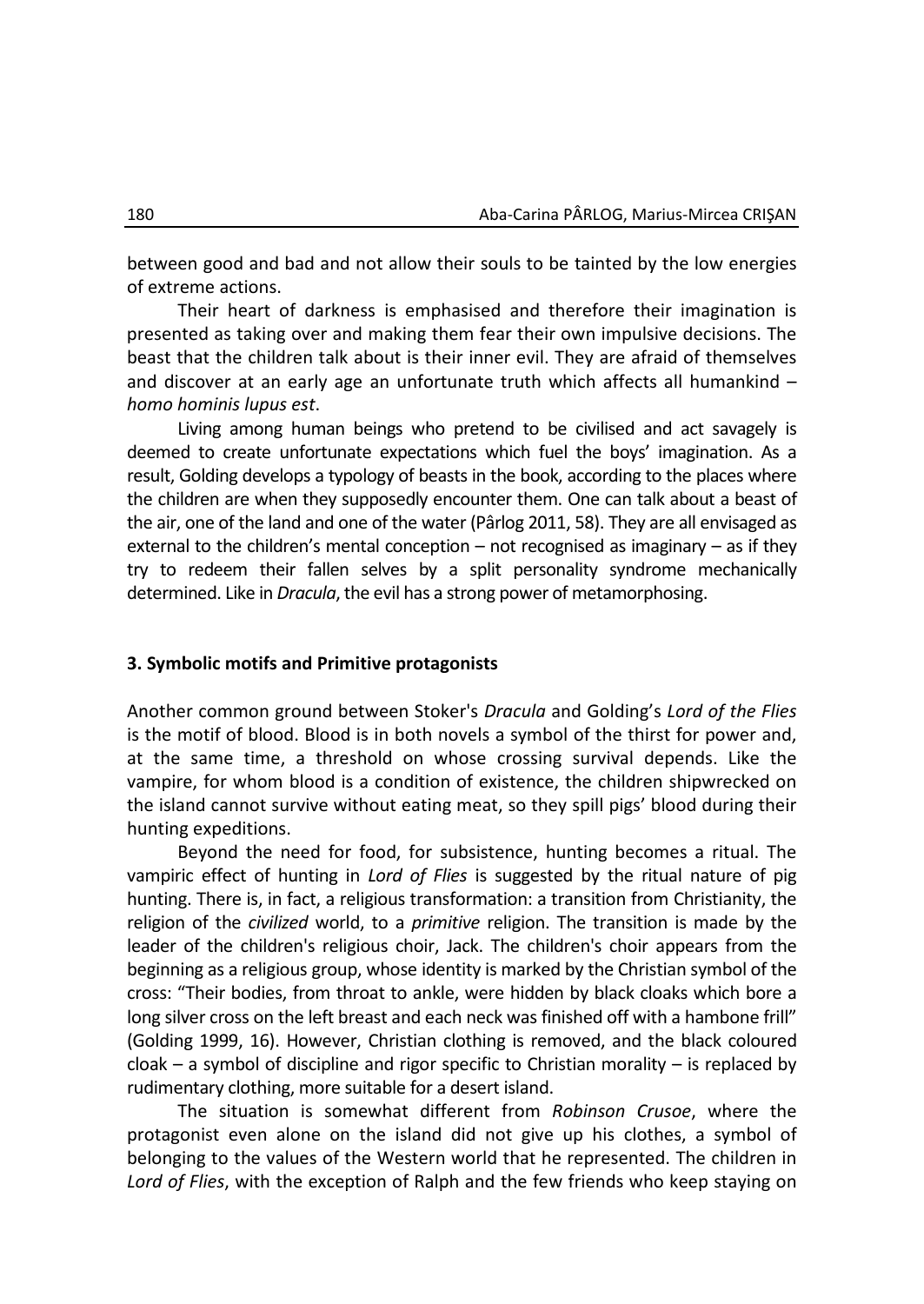between good and bad and not allow their souls to be tainted by the low energies of extreme actions.

Their heart of darkness is emphasised and therefore their imagination is presented as taking over and making them fear their own impulsive decisions. The beast that the children talk about is their inner evil. They are afraid of themselves and discover at an early age an unfortunate truth which affects all humankind – *homo hominis lupus est*.

Living among human beings who pretend to be civilised and act savagely is deemed to create unfortunate expectations which fuel the boys' imagination. As a result, Golding develops a typology of beasts in the book, according to the places where the children are when they supposedly encounter them. One can talk about a beast of the air, one of the land and one of the water (Pârlog 2011, 58). They are all envisaged as external to the children's mental conception – not recognised as imaginary – as if they try to redeem their fallen selves by a split personality syndrome mechanically determined. Like in *Dracula*, the evil has a strong power of metamorphosing.

### 3. Symbolic motifs and Primitive protagonists

Another common ground between Stoker's *Dracula* and Golding's *Lord of the Flies* is the motif of blood. Blood is in both novels a symbol of the thirst for power and, at the same time, a threshold on whose crossing survival depends. Like the vampire, for whom blood is a condition of existence, the children shipwrecked on the island cannot survive without eating meat, so they spill pigs' blood during their hunting expeditions.

Beyond the need for food, for subsistence, hunting becomes a ritual. The vampiric effect of hunting in *Lord of Flies* is suggested by the ritual nature of pig hunting. There is, in fact, a religious transformation: a transition from Christianity, the religion of the *civilized* world, to a *primitive* religion. The transition is made by the leader of the children's religious choir, Jack. The children's choir appears from the beginning as a religious group, whose identity is marked by the Christian symbol of the cross: "Their bodies, from throat to ankle, were hidden by black cloaks which bore a long silver cross on the left breast and each neck was finished off with a hambone frill" (Golding 1999, 16). However, Christian clothing is removed, and the black coloured cloak – a symbol of discipline and rigor specific to Christian morality – is replaced by rudimentary clothing, more suitable for a desert island.

The situation is somewhat different from *Robinson Crusoe*, where the protagonist even alone on the island did not give up his clothes, a symbol of belonging to the values of the Western world that he represented. The children in *Lord of Flies*, with the exception of Ralph and the few friends who keep staying on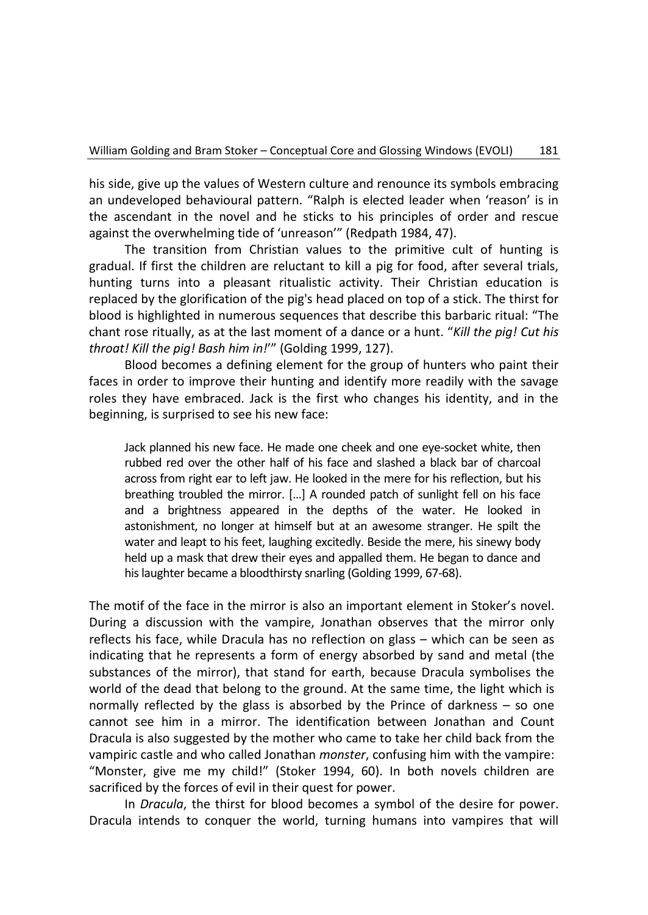his side, give up the values of Western culture and renounce its symbols embracing an undeveloped behavioural pattern. "Ralph is elected leader when 'reason' is in the ascendant in the novel and he sticks to his principles of order and rescue against the overwhelming tide of 'unreason'" (Redpath 1984, 47).

The transition from Christian values to the primitive cult of hunting is gradual. If first the children are reluctant to kill a pig for food, after several trials, hunting turns into a pleasant ritualistic activity. Their Christian education is replaced by the glorification of the pig's head placed on top of a stick. The thirst for blood is highlighted in numerous sequences that describe this barbaric ritual: "The chant rose ritually, as at the last moment of a dance or a hunt. "*Kill the pig! Cut his throat! Kill the pig! Bash him in!*'" (Golding 1999, 127).

Blood becomes a defining element for the group of hunters who paint their faces in order to improve their hunting and identify more readily with the savage roles they have embraced. Jack is the first who changes his identity, and in the beginning, is surprised to see his new face:

> Jack planned his new face. He made one cheek and one eye-socket white, then rubbed red over the other half of his face and slashed a black bar of charcoal across from right ear to left jaw. He looked in the mere for his reflection, but his breathing troubled the mirror. [...] A rounded patch of sunlight fell on his face and a brightness appeared in the depths of the water. He looked in astonishment, no longer at himself but at an awesome stranger. He spilt the water and leapt to his feet, laughing excitedly. Beside the mere, his sinewy body held up a mask that drew their eyes and appalled them. He began to dance and his laughter became a bloodthirsty snarling (Golding 1999, 67-68).

The motif of the face in the mirror is also an important element in Stoker's novel. During a discussion with the vampire, Jonathan observes that the mirror only reflects his face, while Dracula has no reflection on glass – which can be seen as indicating that he represents a form of energy absorbed by sand and metal (the substances of the mirror), that stand for earth, because Dracula symbolises the world of the dead that belong to the ground. At the same time, the light which is normally reflected by the glass is absorbed by the Prince of darkness – so one cannot see him in a mirror. The identification between Jonathan and Count Dracula is also suggested by the mother who came to take her child back from the vampiric castle and who called Jonathan *monster*, confusing him with the vampire: "Monster, give me my child!" (Stoker 1994, 60). In both novels children are sacrificed by the forces of evil in their quest for power.

In *Dracula*, the thirst for blood becomes a symbol of the desire for power. Dracula intends to conquer the world, turning humans into vampires that will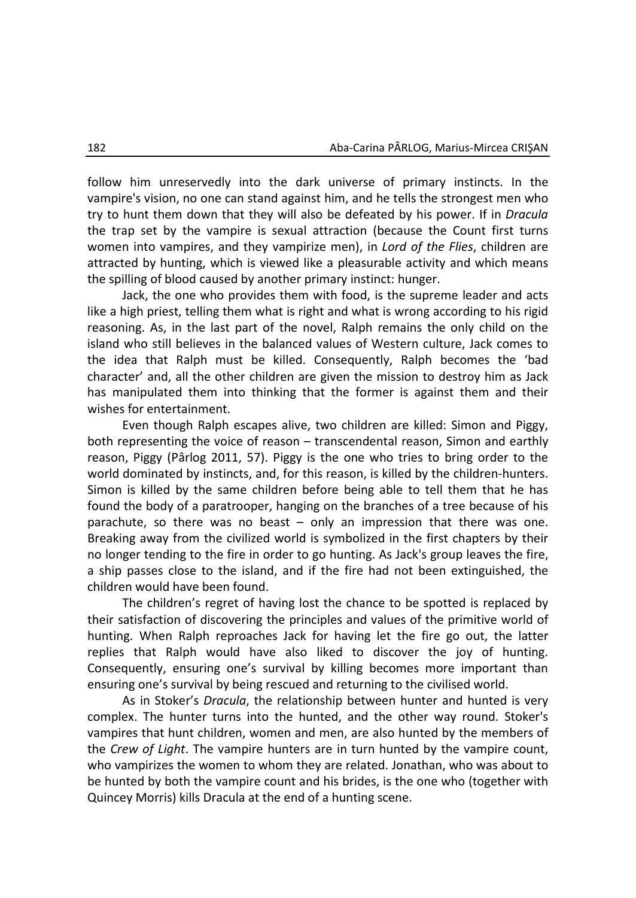follow him unreservedly into the dark universe of primary instincts. In the vampire's vision, no one can stand against him, and he tells the strongest men who try to hunt them down that they will also be defeated by his power. If in *Dracula* the trap set by the vampire is sexual attraction (because the Count first turns women into vampires, and they vampirize men), in *Lord of the Flies*, children are attracted by hunting, which is viewed like a pleasurable activity and which means the spilling of blood caused by another primary instinct: hunger.

Jack, the one who provides them with food, is the supreme leader and acts like a high priest, telling them what is right and what is wrong according to his rigid reasoning. As, in the last part of the novel, Ralph remains the only child on the island who still believes in the balanced values of Western culture, Jack comes to the idea that Ralph must be killed. Consequently, Ralph becomes the 'bad character' and, all the other children are given the mission to destroy him as Jack has manipulated them into thinking that the former is against them and their wishes for entertainment.

Even though Ralph escapes alive, two children are killed: Simon and Piggy, both representing the voice of reason – transcendental reason, Simon and earthly reason, Piggy (Pârlog 2011, 57). Piggy is the one who tries to bring order to the world dominated by instincts, and, for this reason, is killed by the children-hunters. Simon is killed by the same children before being able to tell them that he has found the body of a paratrooper, hanging on the branches of a tree because of his parachute, so there was no beast – only an impression that there was one. Breaking away from the civilized world is symbolized in the first chapters by their no longer tending to the fire in order to go hunting. As Jack's group leaves the fire, a ship passes close to the island, and if the fire had not been extinguished, the children would have been found.

The children's regret of having lost the chance to be spotted is replaced by their satisfaction of discovering the principles and values of the primitive world of hunting. When Ralph reproaches Jack for having let the fire go out, the latter replies that Ralph would have also liked to discover the joy of hunting. Consequently, ensuring one's survival by killing becomes more important than ensuring one's survival by being rescued and returning to the civilised world.

As in Stoker's *Dracula*, the relationship between hunter and hunted is very complex. The hunter turns into the hunted, and the other way round. Stoker's vampires that hunt children, women and men, are also hunted by the members of the *Crew of Light*. The vampire hunters are in turn hunted by the vampire count, who vampirizes the women to whom they are related. Jonathan, who was about to be hunted by both the vampire count and his brides, is the one who (together with Quincey Morris) kills Dracula at the end of a hunting scene.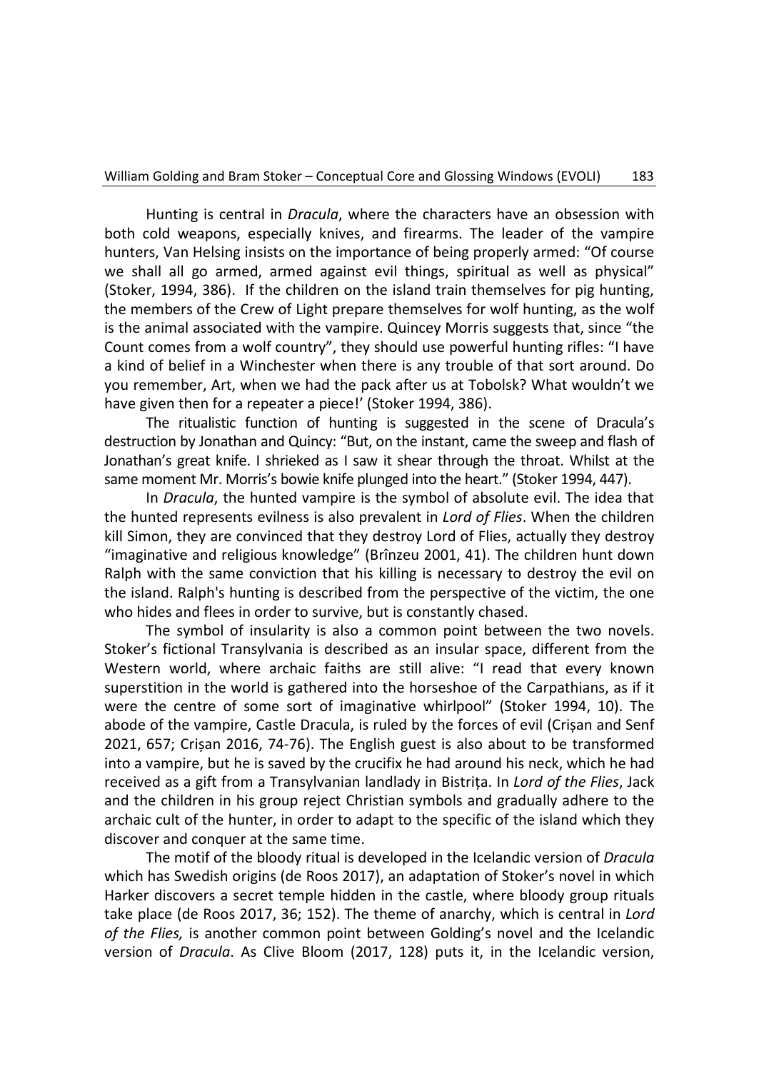Hunting is central in *Dracula*, where the characters have an obsession with both cold weapons, especially knives, and firearms. The leader of the vampire hunters, Van Helsing insists on the importance of being properly armed: "Of course we shall all go armed, armed against evil things, spiritual as well as physical" (Stoker, 1994, 386). If the children on the island train themselves for pig hunting, the members of the Crew of Light prepare themselves for wolf hunting, as the wolf is the animal associated with the vampire. Quincey Morris suggests that, since "the Count comes from a wolf country", they should use powerful hunting rifles: "I have a kind of belief in a Winchester when there is any trouble of that sort around. Do you remember, Art, when we had the pack after us at Tobolsk? What wouldn't we have given then for a repeater a piece!' (Stoker 1994, 386).

The ritualistic function of hunting is suggested in the scene of Dracula's destruction by Jonathan and Quincy: "But, on the instant, came the sweep and flash of Jonathan's great knife. I shrieked as I saw it shear through the throat. Whilst at the same moment Mr. Morris's bowie knife plunged into the heart." (Stoker 1994, 447).

In *Dracula*, the hunted vampire is the symbol of absolute evil. The idea that the hunted represents evilness is also prevalent in *Lord of Flies*. When the children kill Simon, they are convinced that they destroy Lord of Flies, actually they destroy "imaginative and religious knowledge" (Brînzeu 2001, 41). The children hunt down Ralph with the same conviction that his killing is necessary to destroy the evil on the island. Ralph's hunting is described from the perspective of the victim, the one who hides and flees in order to survive, but is constantly chased.

The symbol of insularity is also a common point between the two novels. Stoker's fictional Transylvania is described as an insular space, different from the Western world, where archaic faiths are still alive: "I read that every known superstition in the world is gathered into the horseshoe of the Carpathians, as if it were the centre of some sort of imaginative whirlpool" (Stoker 1994, 10). The abode of the vampire, Castle Dracula, is ruled by the forces of evil (Crișan and Senf 2021, 657; Crișan 2016, 74-76). The English guest is also about to be transformed into a vampire, but he is saved by the crucifix he had around his neck, which he had received as a gift from a Transylvanian landlady in Bistrița. In *Lord of the Flies*, Jack and the children in his group reject Christian symbols and gradually adhere to the archaic cult of the hunter, in order to adapt to the specific of the island which they discover and conquer at the same time.

The motif of the bloody ritual is developed in the Icelandic version of *Dracula* which has Swedish origins (de Roos 2017), an adaptation of Stoker's novel in which Harker discovers a secret temple hidden in the castle, where bloody group rituals take place (de Roos 2017, 36; 152). The theme of anarchy, which is central in *Lord of the Flies,* is another common point between Golding's novel and the Icelandic version of *Dracula*. As Clive Bloom (2017, 128) puts it, in the Icelandic version,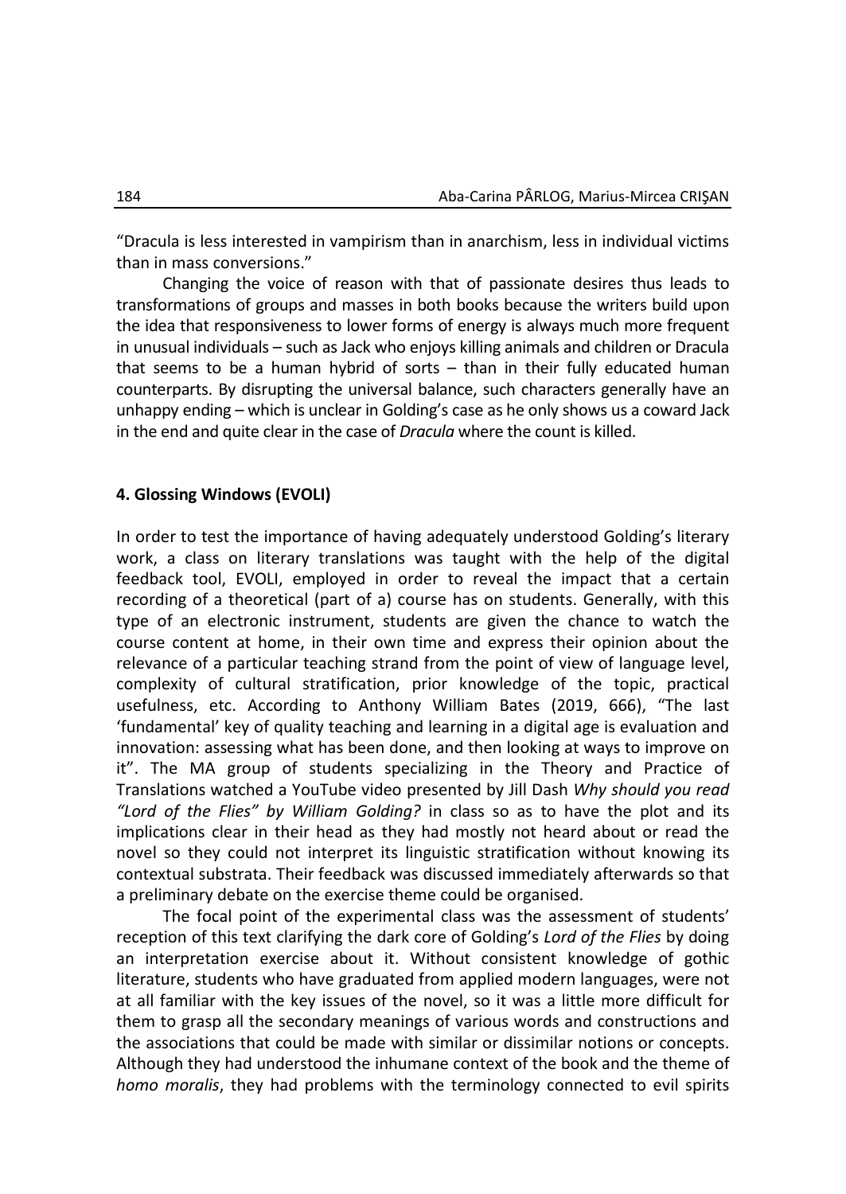“Dracula is less interested in vampirism than in anarchism, less in individual victims than in mass conversions.”

Changing the voice of reason with that of passionate desires thus leads to transformations of groups and masses in both books because the writers build upon the idea that responsiveness to lower forms of energy is always much more frequent in unusual individuals – such as Jack who enjoys killing animals and children or Dracula that seems to be a human hybrid of sorts – than in their fully educated human counterparts. By disrupting the universal balance, such characters generally have an unhappy ending – which is unclear in Golding’s case as he only shows us a coward Jack in the end and quite clear in the case of *Dracula* where the count is killed.

## 4. Glossing Windows (EVOLI)

In order to test the importance of having adequately understood Golding’s literary work, a class on literary translations was taught with the help of the digital feedback tool, EVOLI, employed in order to reveal the impact that a certain recording of a theoretical (part of a) course has on students. Generally, with this type of an electronic instrument, students are given the chance to watch the course content at home, in their own time and express their opinion about the relevance of a particular teaching strand from the point of view of language level, complexity of cultural stratification, prior knowledge of the topic, practical usefulness, etc. According to Anthony William Bates (2019, 666), “The last ‘fundamental’ key of quality teaching and learning in a digital age is evaluation and innovation: assessing what has been done, and then looking at ways to improve on it”. The MA group of students specializing in the Theory and Practice of Translations watched a YouTube video presented by Jill Dash *Why should you read “Lord of the Flies” by William Golding?* in class so as to have the plot and its implications clear in their head as they had mostly not heard about or read the novel so they could not interpret its linguistic stratification without knowing its contextual substrata. Their feedback was discussed immediately afterwards so that a preliminary debate on the exercise theme could be organised.

The focal point of the experimental class was the assessment of students’ reception of this text clarifying the dark core of Golding’s *Lord of the Flies* by doing an interpretation exercise about it. Without consistent knowledge of gothic literature, students who have graduated from applied modern languages, were not at all familiar with the key issues of the novel, so it was a little more difficult for them to grasp all the secondary meanings of various words and constructions and the associations that could be made with similar or dissimilar notions or concepts. Although they had understood the inhumane context of the book and the theme of *homo moralis*, they had problems with the terminology connected to evil spirits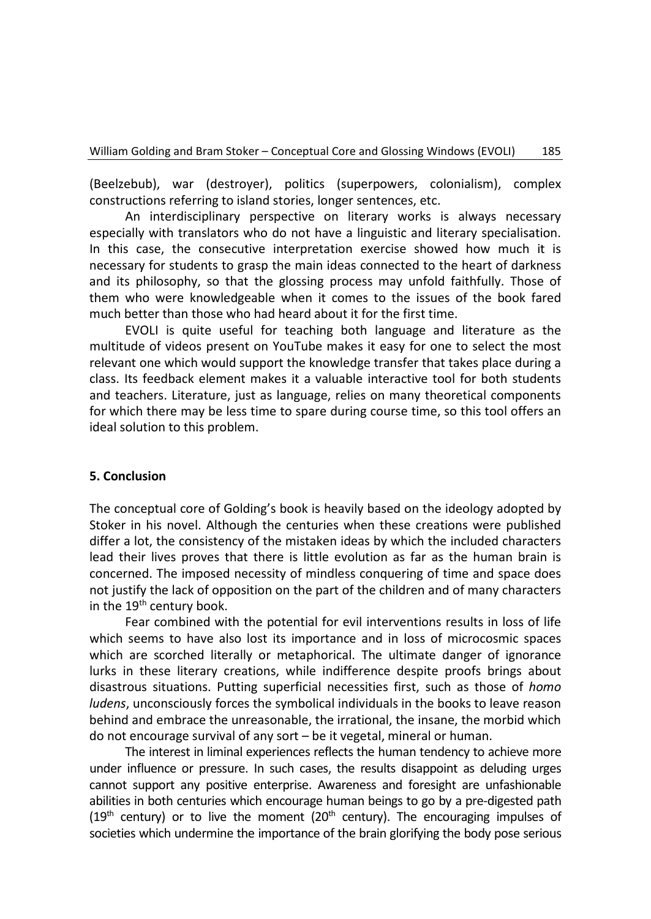(Beelzebub), war (destroyer), politics (superpowers, colonialism), complex constructions referring to island stories, longer sentences, etc.

An interdisciplinary perspective on literary works is always necessary especially with translators who do not have a linguistic and literary specialisation. In this case, the consecutive interpretation exercise showed how much it is necessary for students to grasp the main ideas connected to the heart of darkness and its philosophy, so that the glossing process may unfold faithfully. Those of them who were knowledgeable when it comes to the issues of the book fared much better than those who had heard about it for the first time.

EVOLI is quite useful for teaching both language and literature as the multitude of videos present on YouTube makes it easy for one to select the most relevant one which would support the knowledge transfer that takes place during a class. Its feedback element makes it a valuable interactive tool for both students and teachers. Literature, just as language, relies on many theoretical components for which there may be less time to spare during course time, so this tool offers an ideal solution to this problem.

## 5. Conclusion

The conceptual core of Golding's book is heavily based on the ideology adopted by Stoker in his novel. Although the centuries when these creations were published differ a lot, the consistency of the mistaken ideas by which the included characters lead their lives proves that there is little evolution as far as the human brain is concerned. The imposed necessity of mindless conquering of time and space does not justify the lack of opposition on the part of the children and of many characters in the 19th century book.

Fear combined with the potential for evil interventions results in loss of life which seems to have also lost its importance and in loss of microcosmic spaces which are scorched literally or metaphorical. The ultimate danger of ignorance lurks in these literary creations, while indifference despite proofs brings about disastrous situations. Putting superficial necessities first, such as those of *homo ludens*, unconsciously forces the symbolical individuals in the books to leave reason behind and embrace the unreasonable, the irrational, the insane, the morbid which do not encourage survival of any sort – be it vegetal, mineral or human.

The interest in liminal experiences reflects the human tendency to achieve more under influence or pressure. In such cases, the results disappoint as deluding urges cannot support any positive enterprise. Awareness and foresight are unfashionable abilities in both centuries which encourage human beings to go by a pre-digested path (19th century) or to live the moment (20th century). The encouraging impulses of societies which undermine the importance of the brain glorifying the body pose serious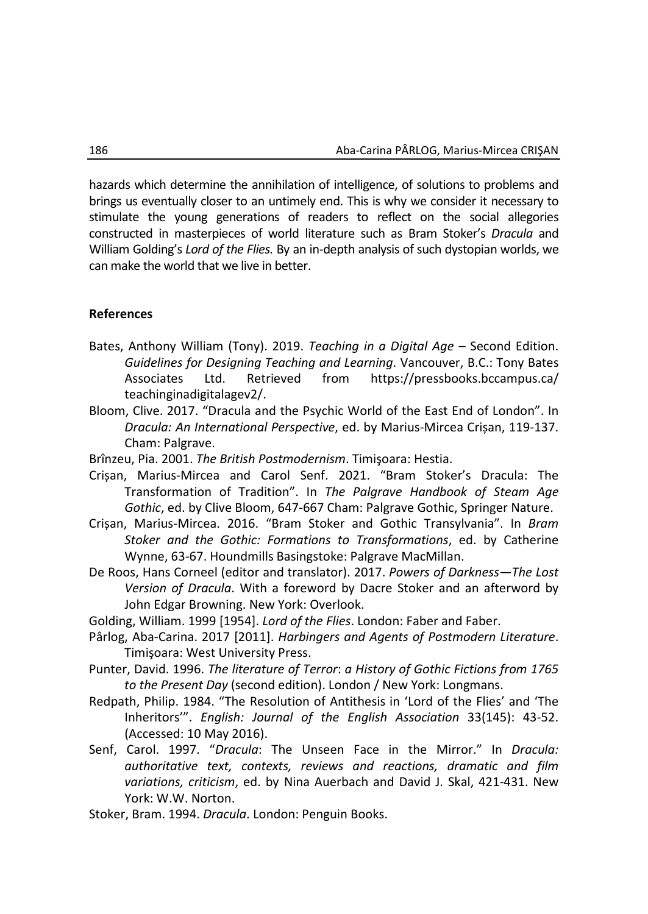hazards which determine the annihilation of intelligence, of solutions to problems and brings us eventually closer to an untimely end. This is why we consider it necessary to stimulate the young generations of readers to reflect on the social allegories constructed in masterpieces of world literature such as Bram Stoker's *Dracula* and William Golding's *Lord of the Flies.* By an in-depth analysis of such dystopian worlds, we can make the world that we live in better.

## References

Bates, Anthony William (Tony). 2019. *Teaching in a Digital Age* – Second Edition. *Guidelines for Designing Teaching and Learning*. Vancouver, B.C.: Tony Bates Associates Ltd. Retrieved from https://pressbooks.bccampus.ca/teachinginadigitalagev2/.

Bloom, Clive. 2017. "Dracula and the Psychic World of the East End of London". In *Dracula: An International Perspective*, ed. by Marius-Mircea Crișan, 119-137. Cham: Palgrave.

Brînzeu, Pia. 2001. *The British Postmodernism*. Timişoara: Hestia.

Crișan, Marius-Mircea and Carol Senf. 2021. "Bram Stoker's Dracula: The Transformation of Tradition". In *The Palgrave Handbook of Steam Age Gothic*, ed. by Clive Bloom, 647-667 Cham: Palgrave Gothic, Springer Nature.

Crișan, Marius-Mircea. 2016. "Bram Stoker and Gothic Transylvania". In *Bram Stoker and the Gothic: Formations to Transformations*, ed. by Catherine Wynne, 63-67. Houndmills Basingstoke: Palgrave MacMillan.

De Roos, Hans Corneel (editor and translator). 2017. *Powers of Darkness—The Lost Version of Dracula*. With a foreword by Dacre Stoker and an afterword by John Edgar Browning. New York: Overlook.

Golding, William. 1999 [1954]. *Lord of the Flies*. London: Faber and Faber.

Pârlog, Aba-Carina. 2017 [2011]. *Harbingers and Agents of Postmodern Literature*. Timişoara: West University Press.

Punter, David. 1996. *The literature of Terror*: *a History of Gothic Fictions from 1765 to the Present Day* (second edition). London / New York: Longmans.

Redpath, Philip. 1984. "The Resolution of Antithesis in 'Lord of the Flies' and 'The Inheritors'". *English: Journal of the English Association* 33(145): 43-52. (Accessed: 10 May 2016).

Senf, Carol. 1997. "*Dracula*: The Unseen Face in the Mirror." In *Dracula: authoritative text, contexts, reviews and reactions, dramatic and film variations, criticism*, ed. by Nina Auerbach and David J. Skal, 421-431. New York: W.W. Norton.

Stoker, Bram. 1994. *Dracula*. London: Penguin Books.